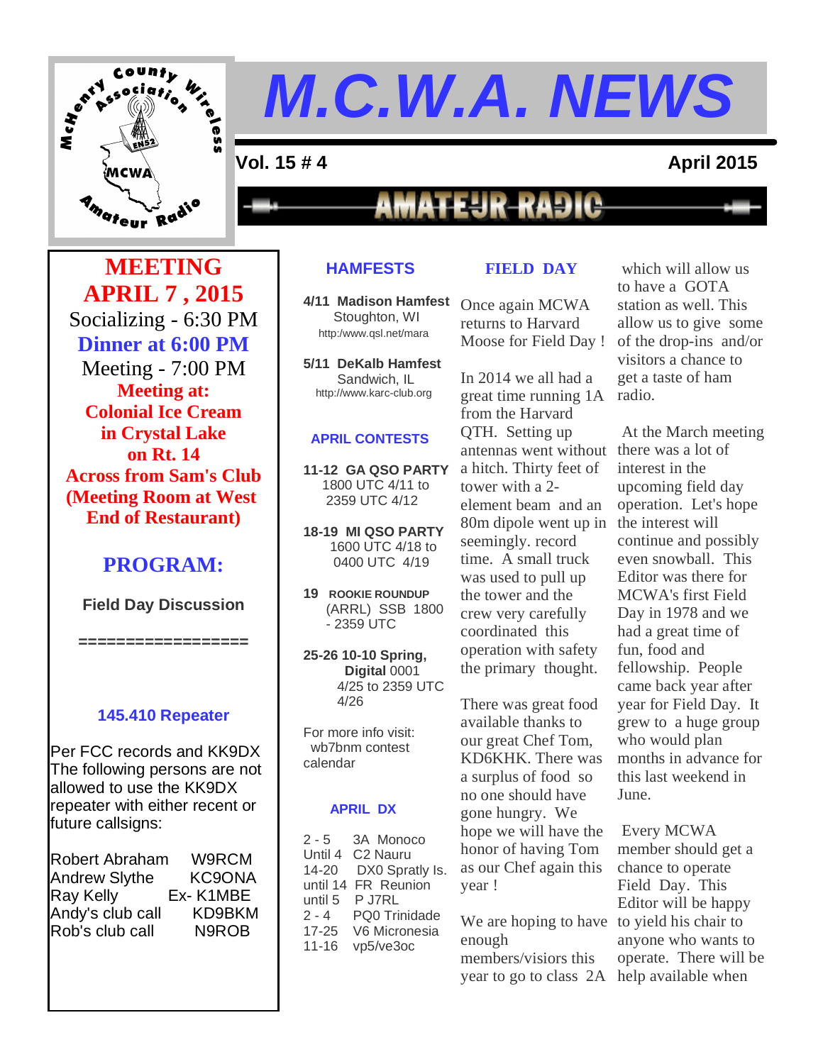# M.C.W.A. NEWS

**Vol. 15 # 4** — **April 2015**

AMATEUR RADIO

## MEETING APRIL 7 , 2015

Socializing - 6:30 PM

**Dinner at 6:00 PM**

Meeting - 7:00 PM

**Meeting at:**
**Colonial Ice Cream in Crystal Lake on Rt. 14**
**Across from Sam's Club**
**(Meeting Room at West End of Restaurant)**

## PROGRAM:

**Field Day Discussion**

==================

### 145.410 Repeater

Per FCC records and KK9DX The following persons are not allowed to use the KK9DX repeater with either recent or future callsigns:

| | |
|---|---|
| Robert Abraham | W9RCM |
| Andrew Slythe | KC9ONA |
| Ray Kelly | Ex- K1MBE |
| Andy's club call | KD9BKM |
| Rob's club call | N9ROB |

## HAMFESTS

**4/11 Madison Hamfest**
Stoughton, WI
http:/www.qsl.net/mara

**5/11 DeKalb Hamfest**
Sandwich, IL
http://www.karc-club.org

## APRIL CONTESTS

**11-12 GA QSO PARTY**
1800 UTC 4/11 to 2359 UTC 4/12

**18-19 MI QSO PARTY**
1600 UTC 4/18 to 0400 UTC 4/19

**19 ROOKIE ROUNDUP**
(ARRL) SSB 1800 - 2359 UTC

**25-26 10-10 Spring, Digital** 0001 4/25 to 2359 UTC 4/26

For more info visit: wb7bnm contest calendar

## APRIL DX

| | |
|---|---|
| 2 - 5 | 3A Monoco |
| Until 4 | C2 Nauru |
| 14-20 | DX0 Spratly Is. |
| until 14 | FR Reunion |
| until 5 | P J7RL |
| 2 - 4 | PQ0 Trinidade |
| 17-25 | V6 Micronesia |
| 11-16 | vp5/ve3oc |

## FIELD DAY

Once again MCWA returns to Harvard Moose for Field Day !

In 2014 we all had a great time running 1A from the Harvard QTH. Setting up antennas went without a hitch. Thirty feet of tower with a 2-element beam and an 80m dipole went up in seemingly record time. A small truck was used to pull up the tower and the crew very carefully coordinated this operation with safety the primary thought.

There was great food available thanks to our great Chef Tom, KD6KHK. There was a surplus of food so no one should have gone hungry. We hope we will have the honor of having Tom as our Chef again this year !

We are hoping to have enough members/visiors this year to go to class 2A which will allow us to have a GOTA station as well. This allow us to give some of the drop-ins and/or visitors a chance to get a taste of ham radio.

At the March meeting there was a lot of interest in the upcoming field day operation. Let's hope the interest will continue and possibly even snowball. This Editor was there for MCWA's first Field Day in 1978 and we had a great time of fun, food and fellowship. People came back year after year for Field Day. It grew to a huge group who would plan months in advance for this last weekend in June.

Every MCWA member should get a chance to operate Field Day. This Editor will be happy to yield his chair to anyone who wants to operate. There will be help available when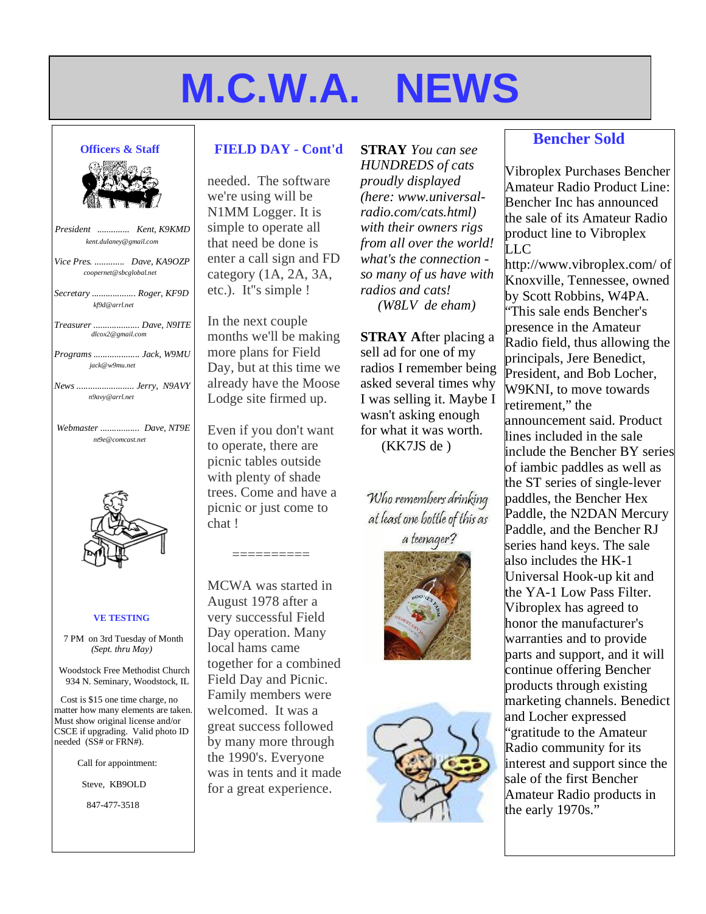# M.C.W.A. NEWS

### Officers & Staff

*President ............. Kent, K9KMD*
*kent.dulaney@gmail.com*

*Vice Pres. ............ Dave, KA9OZP*
*coopernet@sbcglobal.net*

*Secretary .................. Roger, KF9D*
*kf9d@arrl.net*

*Treasurer ................... Dave, N9ITE*
*dlcox2@gmail.com*

*Programs ................... Jack, W9MU*
*jack@w9mu.net*

*News ......................... Jerry, N9AVY*
*n9avy@arrl.net*

*Webmaster ................ Dave, NT9E*
*nt9e@comcast.net*

**VE TESTING**

7 PM on 3rd Tuesday of Month
*(Sept. thru May)*

Woodstock Free Methodist Church
934 N. Seminary, Woodstock, IL

Cost is $15 one time charge, no matter how many elements are taken. Must show original license and/or CSCE if upgrading. Valid photo ID needed (SS# or FRN#).

Call for appointment:

Steve, KB9OLD

847-477-3518

## FIELD DAY - Cont'd

needed. The software we're using will be N1MM Logger. It is simple to operate all that need be done is enter a call sign and FD category (1A, 2A, 3A, etc.). It"s simple !

In the next couple months we'll be making more plans for Field Day, but at this time we already have the Moose Lodge site firmed up.

Even if you don't want to operate, there are picnic tables outside with plenty of shade trees. Come and have a picnic or just come to chat !

==========

MCWA was started in August 1978 after a very successful Field Day operation. Many local hams came together for a combined Field Day and Picnic. Family members were welcomed. It was a great success followed by many more through the 1990's. Everyone was in tents and it made for a great experience.

**STRAY** *You can see HUNDREDS of cats proudly displayed (here: www.universal-radio.com/cats.html) with their owners rigs from all over the world! what's the connection - so many of us have with radios and cats!*
*(W8LV de eham)*

**STRAY A**fter placing a sell ad for one of my radios I remember being asked several times why I was selling it. Maybe I wasn't asking enough for what it was worth.
(KK7JS de )

*Who remembers drinking at least one bottle of this as a teenager?*

## Bencher Sold

Vibroplex Purchases Bencher Amateur Radio Product Line: Bencher Inc has announced the sale of its Amateur Radio product line to Vibroplex LLC http://www.vibroplex.com/ of Knoxville, Tennessee, owned by Scott Robbins, W4PA. "This sale ends Bencher's presence in the Amateur Radio field, thus allowing the principals, Jere Benedict, President, and Bob Locher, W9KNI, to move towards retirement," the announcement said. Product lines included in the sale include the Bencher BY series of iambic paddles as well as the ST series of single-lever paddles, the Bencher Hex Paddle, the N2DAN Mercury Paddle, and the Bencher RJ series hand keys. The sale also includes the HK-1 Universal Hook-up kit and the YA-1 Low Pass Filter. Vibroplex has agreed to honor the manufacturer's warranties and to provide parts and support, and it will continue offering Bencher products through existing marketing channels. Benedict and Locher expressed "gratitude to the Amateur Radio community for its interest and support since the sale of the first Bencher Amateur Radio products in the early 1970s."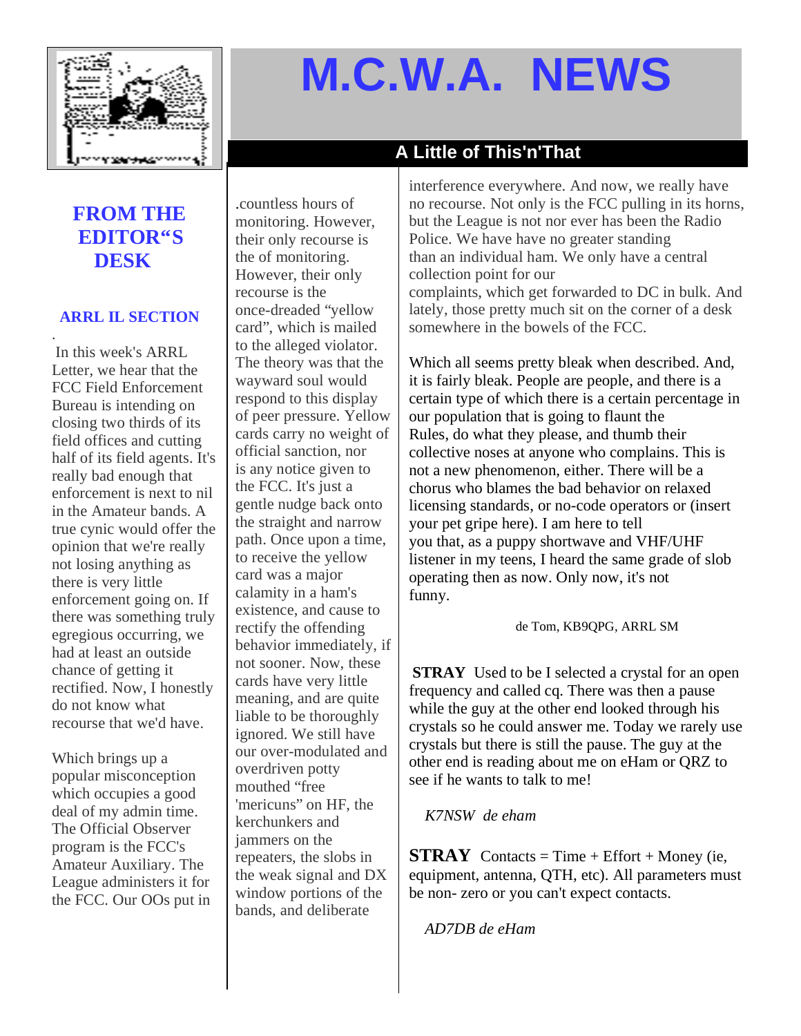# M.C.W.A. NEWS

## A Little of This'n'That

### FROM THE EDITOR"S DESK

#### ARRL IL SECTION

.

In this week's ARRL Letter, we hear that the FCC Field Enforcement Bureau is intending on closing two thirds of its field offices and cutting half of its field agents. It's really bad enough that enforcement is next to nil in the Amateur bands. A true cynic would offer the opinion that we're really not losing anything as there is very little enforcement going on. If there was something truly egregious occurring, we had at least an outside chance of getting it rectified. Now, I honestly do not know what recourse that we'd have.

Which brings up a popular misconception which occupies a good deal of my admin time. The Official Observer program is the FCC's Amateur Auxiliary. The League administers it for the FCC. Our OOs put in .countless hours of monitoring. However, their only recourse is the of monitoring. However, their only recourse is the once-dreaded "yellow card", which is mailed to the alleged violator. The theory was that the wayward soul would respond to this display of peer pressure. Yellow cards carry no weight of official sanction, nor is any notice given to the FCC. It's just a gentle nudge back onto the straight and narrow path. Once upon a time, to receive the yellow card was a major calamity in a ham's existence, and cause to rectify the offending behavior immediately, if not sooner. Now, these cards have very little meaning, and are quite liable to be thoroughly ignored. We still have our over-modulated and overdriven potty mouthed "free 'mericuns" on HF, the kerchunkers and jammers on the repeaters, the slobs in the weak signal and DX window portions of the bands, and deliberate interference everywhere. And now, we really have no recourse. Not only is the FCC pulling in its horns, but the League is not nor ever has been the Radio Police. We have have no greater standing than an individual ham. We only have a central collection point for our complaints, which get forwarded to DC in bulk. And lately, those pretty much sit on the corner of a desk somewhere in the bowels of the FCC.

Which all seems pretty bleak when described. And, it is fairly bleak. People are people, and there is a certain type of which there is a certain percentage in our population that is going to flaunt the Rules, do what they please, and thumb their collective noses at anyone who complains. This is not a new phenomenon, either. There will be a chorus who blames the bad behavior on relaxed licensing standards, or no-code operators or (insert your pet gripe here). I am here to tell you that, as a puppy shortwave and VHF/UHF listener in my teens, I heard the same grade of slob operating then as now. Only now, it's not funny.

de Tom, KB9QPG, ARRL SM

**STRAY** Used to be I selected a crystal for an open frequency and called cq. There was then a pause while the guy at the other end looked through his crystals so he could answer me. Today we rarely use crystals but there is still the pause. The guy at the other end is reading about me on eHam or QRZ to see if he wants to talk to me!

*K7NSW de eham*

**STRAY** Contacts = Time + Effort + Money (ie, equipment, antenna, QTH, etc). All parameters must be non- zero or you can't expect contacts.

*AD7DB de eHam*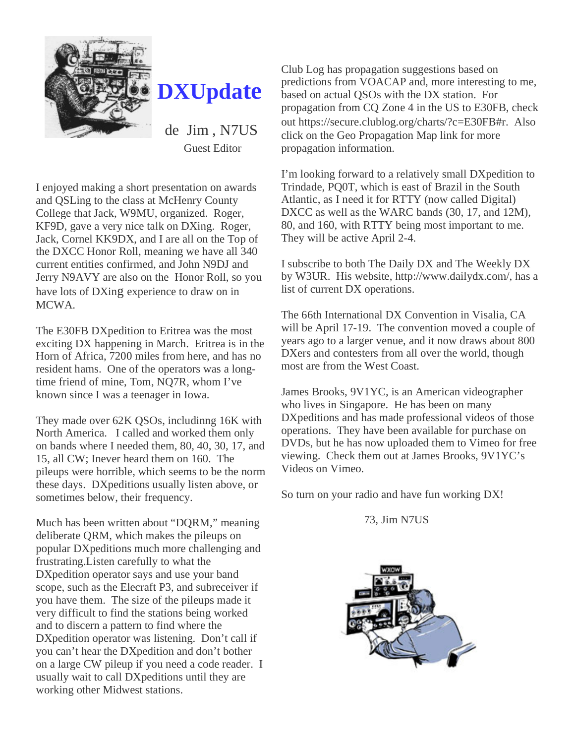# DXUpdate

de Jim , N7US

Guest Editor

I enjoyed making a short presentation on awards and QSLing to the class at McHenry County College that Jack, W9MU, organized. Roger, KF9D, gave a very nice talk on DXing. Roger, Jack, Cornel KK9DX, and I are all on the Top of the DXCC Honor Roll, meaning we have all 340 current entities confirmed, and John N9DJ and Jerry N9AVY are also on the Honor Roll, so you have lots of DXing experience to draw on in MCWA.

The E30FB DXpedition to Eritrea was the most exciting DX happening in March. Eritrea is in the Horn of Africa, 7200 miles from here, and has no resident hams. One of the operators was a long-time friend of mine, Tom, NQ7R, whom I've known since I was a teenager in Iowa.

They made over 62K QSOs, includinng 16K with North America. I called and worked them only on bands where I needed them, 80, 40, 30, 17, and 15, all CW; Inever heard them on 160. The pileups were horrible, which seems to be the norm these days. DXpeditions usually listen above, or sometimes below, their frequency.

Much has been written about "DQRM," meaning deliberate QRM, which makes the pileups on popular DXpeditions much more challenging and frustrating.Listen carefully to what the DXpedition operator says and use your band scope, such as the Elecraft P3, and subreceiver if you have them. The size of the pileups made it very difficult to find the stations being worked and to discern a pattern to find where the DXpedition operator was listening. Don't call if you can't hear the DXpedition and don't bother on a large CW pileup if you need a code reader. I usually wait to call DXpeditions until they are working other Midwest stations.

Club Log has propagation suggestions based on predictions from VOACAP and, more interesting to me, based on actual QSOs with the DX station. For propagation from CQ Zone 4 in the US to E30FB, check out https://secure.clublog.org/charts/?c=E30FB#r. Also click on the Geo Propagation Map link for more propagation information.

I'm looking forward to a relatively small DXpedition to Trindade, PQ0T, which is east of Brazil in the South Atlantic, as I need it for RTTY (now called Digital) DXCC as well as the WARC bands (30, 17, and 12M), 80, and 160, with RTTY being most important to me. They will be active April 2-4.

I subscribe to both The Daily DX and The Weekly DX by W3UR. His website, http://www.dailydx.com/, has a list of current DX operations.

The 66th International DX Convention in Visalia, CA will be April 17-19. The convention moved a couple of years ago to a larger venue, and it now draws about 800 DXers and contesters from all over the world, though most are from the West Coast.

James Brooks, 9V1YC, is an American videographer who lives in Singapore. He has been on many DXpeditions and has made professional videos of those operations. They have been available for purchase on DVDs, but he has now uploaded them to Vimeo for free viewing. Check them out at James Brooks, 9V1YC's Videos on Vimeo.

So turn on your radio and have fun working DX!

73, Jim N7US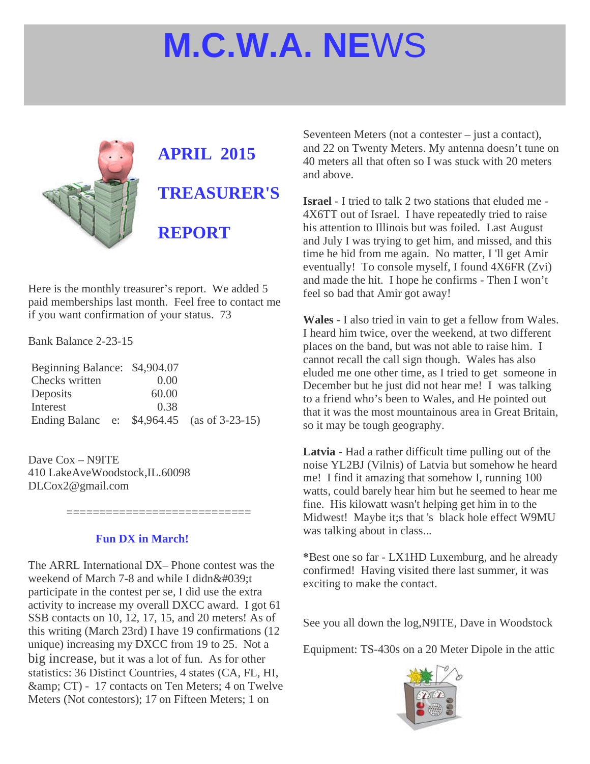# M.C.W.A. NEWS

## APRIL 2015

## TREASURER'S

## REPORT

Here is the monthly treasurer's report. We added 5 paid memberships last month. Feel free to contact me if you want confirmation of your status. 73

Bank Balance 2-23-15

| | | |
|---|---|---|
| Beginning Balance: | $4,904.07 | |
| Checks written | 0.00 | |
| Deposits | 60.00 | |
| Interest | 0.38 | |
| Ending Balanc e: | $4,964.45 | (as of 3-23-15) |

Dave Cox – N9ITE
410 LakeAveWoodstock,IL.60098
DLCox2@gmail.com

============================

### Fun DX in March!

The ARRL International DX– Phone contest was the weekend of March 7-8 and while I didn&#039;t participate in the contest per se, I did use the extra activity to increase my overall DXCC award. I got 61 SSB contacts on 10, 12, 17, 15, and 20 meters! As of this writing (March 23rd) I have 19 confirmations (12 unique) increasing my DXCC from 19 to 25. Not a big increase, but it was a lot of fun. As for other statistics: 36 Distinct Countries, 4 states (CA, FL, HI, &amp; CT) - 17 contacts on Ten Meters; 4 on Twelve Meters (Not contestors); 17 on Fifteen Meters; 1 on Seventeen Meters (not a contester – just a contact), and 22 on Twenty Meters. My antenna doesn't tune on 40 meters all that often so I was stuck with 20 meters and above.

**Israel** - I tried to talk 2 two stations that eluded me - 4X6TT out of Israel. I have repeatedly tried to raise his attention to Illinois but was foiled. Last August and July I was trying to get him, and missed, and this time he hid from me again. No matter, I 'll get Amir eventually! To console myself, I found 4X6FR (Zvi) and made the hit. I hope he confirms - Then I won't feel so bad that Amir got away!

**Wales** - I also tried in vain to get a fellow from Wales. I heard him twice, over the weekend, at two different places on the band, but was not able to raise him. I cannot recall the call sign though. Wales has also eluded me one other time, as I tried to get someone in December but he just did not hear me! I was talking to a friend who's been to Wales, and He pointed out that it was the most mountainous area in Great Britain, so it may be tough geography.

**Latvia** - Had a rather difficult time pulling out of the noise YL2BJ (Vilnis) of Latvia but somehow he heard me! I find it amazing that somehow I, running 100 watts, could barely hear him but he seemed to hear me fine. His kilowatt wasn't helping get him in to the Midwest! Maybe it;s that 's black hole effect W9MU was talking about in class...

***Best one so far** - LX1HD Luxemburg, and he already confirmed! Having visited there last summer, it was exciting to make the contact.

See you all down the log,N9ITE, Dave in Woodstock

Equipment: TS-430s on a 20 Meter Dipole in the attic